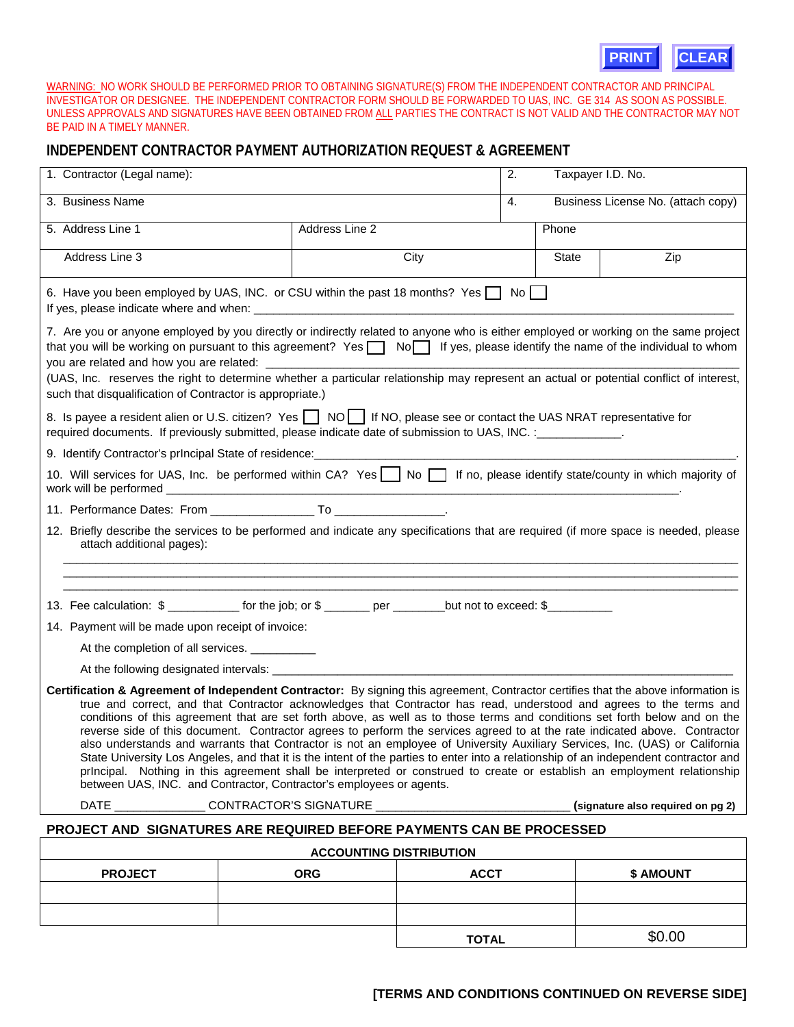PRINT CLEAR

WARNING: NO WORK SHOULD BE PERFORMED PRIOR TO OBTAINING SIGNATURE(S) FROM THE INDEPENDENT CONTRACTOR AND PRINCIPAL INVESTIGATOR OR DESIGNEE. THE INDEPENDENT CONTRACTOR FORM SHOULD BE FORWARDED TO UAS, INC. GE 314 AS SOON AS POSSIBLE. UNLESS APPROVALS AND SIGNATURES HAVE BEEN OBTAINED FROM ALL PARTIES THE CONTRACT IS NOT VALID AND THE CONTRACTOR MAY NOT BE PAID IN A TIMELY MANNER.

## INDEPENDENT CONTRACTOR PAYMENT AUTHORIZATION REQUEST & AGREEMENT

| 1. Contractor (Legal name): | | 2. Taxpayer I.D. No. | |
|---|---|---|---|
| 3. Business Name | | 4. Business License No. (attach copy) | |
| 5. Address Line 1 | Address Line 2 | Phone | |
| Address Line 3 | City | State | Zip |

6. Have you been employed by UAS, INC. or CSU within the past 18 months? Yes ☐ No ☐
If yes, please indicate where and when: ____________________

7. Are you or anyone employed by you directly or indirectly related to anyone who is either employed or working on the same project that you will be working on pursuant to this agreement? Yes ☐ No ☐ If yes, please identify the name of the individual to whom you are related and how you are related: ____________________
(UAS, Inc. reserves the right to determine whether a particular relationship may represent an actual or potential conflict of interest, such that disqualification of Contractor is appropriate.)

8. Is payee a resident alien or U.S. citizen? Yes ☐ NO ☐ If NO, please see or contact the UAS NRAT representative for required documents. If previously submitted, please indicate date of submission to UAS, INC. :____________.

9. Identify Contractor's prIncipal State of residence:____________________.

10. Will services for UAS, Inc. be performed within CA? Yes ☐ No ☐ If no, please identify state/county in which majority of work will be performed ____________________.

11. Performance Dates: From _______________ To ________________.

12. Briefly describe the services to be performed and indicate any specifications that are required (if more space is needed, please attach additional pages):

____________________
____________________
____________________

13. Fee calculation: $ __________ for the job; or $ _______ per _______but not to exceed: $_________

14. Payment will be made upon receipt of invoice:

At the completion of all services. __________

At the following designated intervals: ____________________

**Certification & Agreement of Independent Contractor:** By signing this agreement, Contractor certifies that the above information is true and correct, and that Contractor acknowledges that Contractor has read, understood and agrees to the terms and conditions of this agreement that are set forth above, as well as to those terms and conditions set forth below and on the reverse side of this document. Contractor agrees to perform the services agreed to at the rate indicated above. Contractor also understands and warrants that Contractor is not an employee of University Auxiliary Services, Inc. (UAS) or California State University Los Angeles, and that it is the intent of the parties to enter into a relationship of an independent contractor and prIncipal. Nothing in this agreement shall be interpreted or construed to create or establish an employment relationship between UAS, INC. and Contractor, Contractor's employees or agents.

DATE _____________ CONTRACTOR'S SIGNATURE ____________________________ **(signature also required on pg 2)**

**PROJECT AND SIGNATURES ARE REQUIRED BEFORE PAYMENTS CAN BE PROCESSED**

| ACCOUNTING DISTRIBUTION | | | |
|---|---|---|---|
| **PROJECT** | **ORG** | **ACCT** | **$ AMOUNT** |
| | | | |
| | | | |
| | | **TOTAL** | $0.00 |

**[TERMS AND CONDITIONS CONTINUED ON REVERSE SIDE]**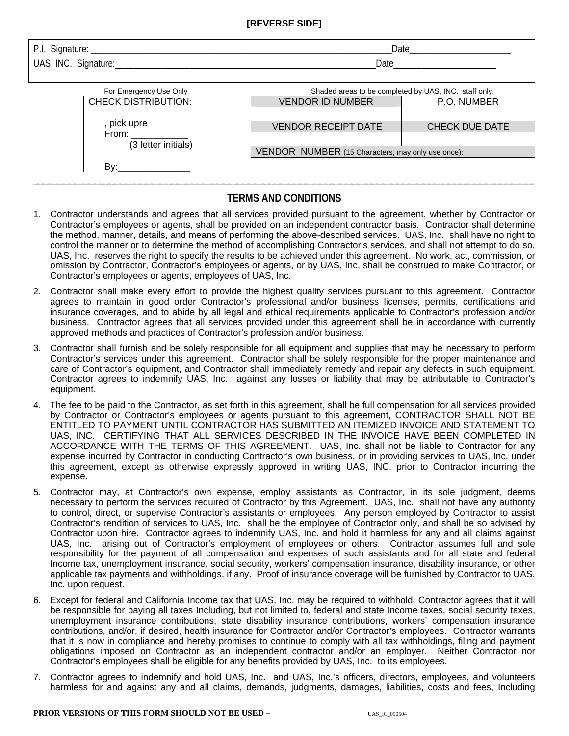**[REVERSE SIDE]**

P.I. Signature: ______________________________________________________________Date_____________________

UAS, INC. Signature:____________________________________________________Date_____________________

| For Emergency Use Only |
|---|
| CHECK DISTRIBUTION: |
| , pick upre From: ___________ (3 letter initials) By:______________ |

Shaded areas to be completed by UAS, INC. staff only.

| VENDOR ID NUMBER | P.O. NUMBER |
|---|---|
| | |
| VENDOR RECEIPT DATE | CHECK DUE DATE |
| | |
| VENDOR NUMBER (15 Characters, may only use once): | |
| | |

## TERMS AND CONDITIONS

1. Contractor understands and agrees that all services provided pursuant to the agreement, whether by Contractor or Contractor's employees or agents, shall be provided on an independent contractor basis. Contractor shall determine the method, manner, details, and means of performing the above-described services. UAS, Inc. shall have no right to control the manner or to determine the method of accomplishing Contractor's services, and shall not attempt to do so. UAS, Inc. reserves the right to specify the results to be achieved under this agreement. No work, act, commission, or omission by Contractor, Contractor's employees or agents, or by UAS, Inc. shall be construed to make Contractor, or Contractor's employees or agents, employees of UAS, Inc.

2. Contractor shall make every effort to provide the highest quality services pursuant to this agreement. Contractor agrees to maintain in good order Contractor's professional and/or business licenses, permits, certifications and insurance coverages, and to abide by all legal and ethical requirements applicable to Contractor's profession and/or business. Contractor agrees that all services provided under this agreement shall be in accordance with currently approved methods and practices of Contractor's profession and/or business.

3. Contractor shall furnish and be solely responsible for all equipment and supplies that may be necessary to perform Contractor's services under this agreement. Contractor shall be solely responsible for the proper maintenance and care of Contractor's equipment, and Contractor shall immediately remedy and repair any defects in such equipment. Contractor agrees to indemnify UAS, Inc. against any losses or liability that may be attributable to Contractor's equipment.

4. The fee to be paid to the Contractor, as set forth in this agreement, shall be full compensation for all services provided by Contractor or Contractor's employees or agents pursuant to this agreement, CONTRACTOR SHALL NOT BE ENTITLED TO PAYMENT UNTIL CONTRACTOR HAS SUBMITTED AN ITEMIZED INVOICE AND STATEMENT TO UAS, INC. CERTIFYING THAT ALL SERVICES DESCRIBED IN THE INVOICE HAVE BEEN COMPLETED IN ACCORDANCE WITH THE TERMS OF THIS AGREEMENT. UAS, Inc. shall not be liable to Contractor for any expense incurred by Contractor in conducting Contractor's own business, or in providing services to UAS, Inc. under this agreement, except as otherwise expressly approved in writing UAS, INC. prior to Contractor incurring the expense.

5. Contractor may, at Contractor's own expense, employ assistants as Contractor, in its sole judgment, deems necessary to perform the services required of Contractor by this Agreement. UAS, Inc. shall not have any authority to control, direct, or supervise Contractor's assistants or employees. Any person employed by Contractor to assist Contractor's rendition of services to UAS, Inc. shall be the employee of Contractor only, and shall be so advised by Contractor upon hire. Contractor agrees to indemnify UAS, Inc. and hold it harmless for any and all claims against UAS, Inc. arising out of Contractor's employment of employees or others. Contractor assumes full and sole responsibility for the payment of all compensation and expenses of such assistants and for all state and federal Income tax, unemployment insurance, social security, workers' compensation insurance, disability insurance, or other applicable tax payments and withholdings, if any. Proof of insurance coverage will be furnished by Contractor to UAS, Inc. upon request.

6. Except for federal and California Income tax that UAS, Inc. may be required to withhold, Contractor agrees that it will be responsible for paying all taxes Including, but not limited to, federal and state Income taxes, social security taxes, unemployment insurance contributions, state disability insurance contributions, workers' compensation insurance contributions, and/or, if desired, health insurance for Contractor and/or Contractor's employees. Contractor warrants that it is now in compliance and hereby promises to continue to comply with all tax withholdings, filing and payment obligations imposed on Contractor as an independent contractor and/or an employer. Neither Contractor nor Contractor's employees shall be eligible for any benefits provided by UAS, Inc. to its employees.

7. Contractor agrees to indemnify and hold UAS, Inc. and UAS, Inc.'s officers, directors, employees, and volunteers harmless for and against any and all claims, demands, judgments, damages, liabilities, costs and fees, Including

**PRIOR VERSIONS OF THIS FORM SHOULD NOT BE USED –** UAS_IC_050504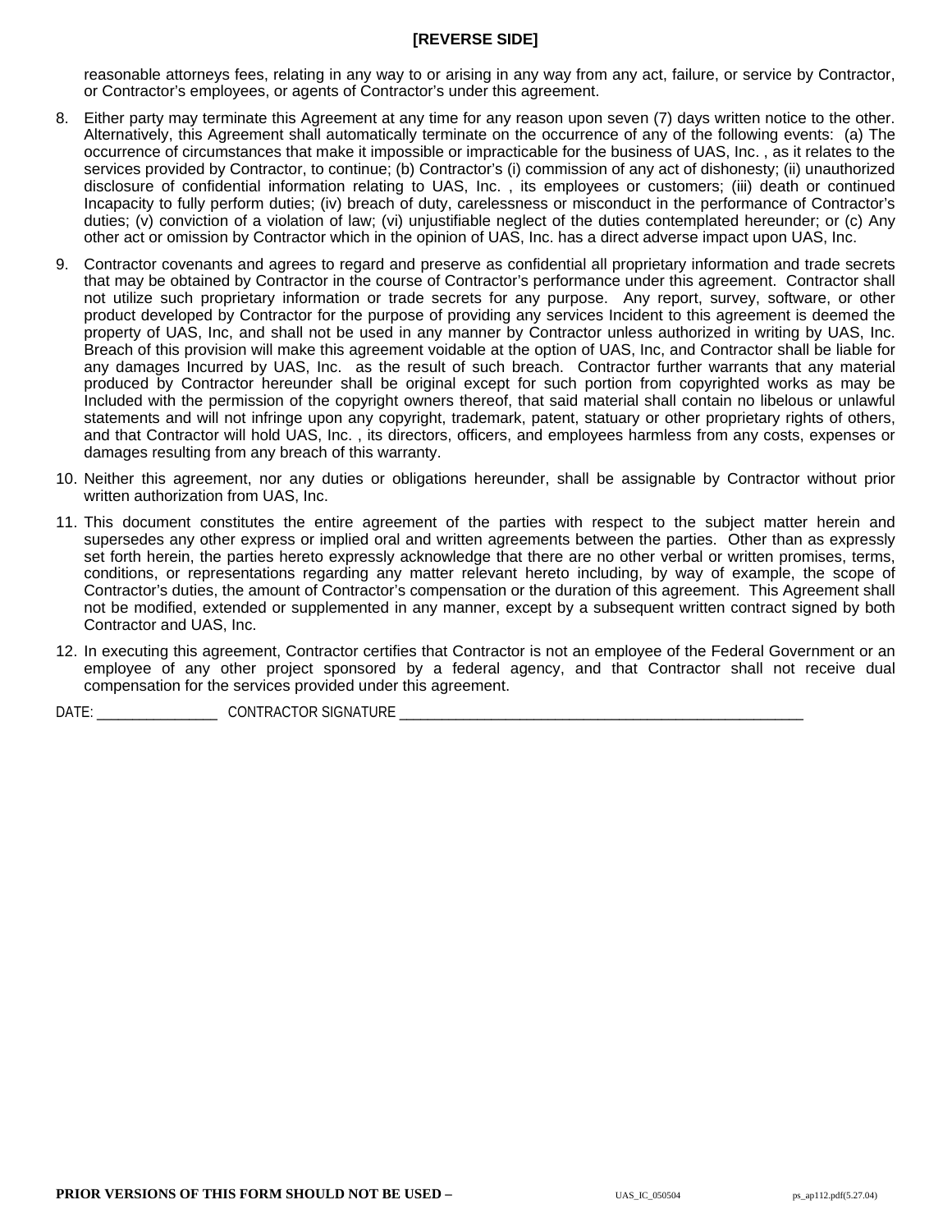**[REVERSE SIDE]**

reasonable attorneys fees, relating in any way to or arising in any way from any act, failure, or service by Contractor, or Contractor's employees, or agents of Contractor's under this agreement.

8. Either party may terminate this Agreement at any time for any reason upon seven (7) days written notice to the other. Alternatively, this Agreement shall automatically terminate on the occurrence of any of the following events: (a) The occurrence of circumstances that make it impossible or impracticable for the business of UAS, Inc. , as it relates to the services provided by Contractor, to continue; (b) Contractor's (i) commission of any act of dishonesty; (ii) unauthorized disclosure of confidential information relating to UAS, Inc. , its employees or customers; (iii) death or continued Incapacity to fully perform duties; (iv) breach of duty, carelessness or misconduct in the performance of Contractor's duties; (v) conviction of a violation of law; (vi) unjustifiable neglect of the duties contemplated hereunder; or (c) Any other act or omission by Contractor which in the opinion of UAS, Inc. has a direct adverse impact upon UAS, Inc.

9. Contractor covenants and agrees to regard and preserve as confidential all proprietary information and trade secrets that may be obtained by Contractor in the course of Contractor's performance under this agreement. Contractor shall not utilize such proprietary information or trade secrets for any purpose. Any report, survey, software, or other product developed by Contractor for the purpose of providing any services Incident to this agreement is deemed the property of UAS, Inc, and shall not be used in any manner by Contractor unless authorized in writing by UAS, Inc. Breach of this provision will make this agreement voidable at the option of UAS, Inc, and Contractor shall be liable for any damages Incurred by UAS, Inc. as the result of such breach. Contractor further warrants that any material produced by Contractor hereunder shall be original except for such portion from copyrighted works as may be Included with the permission of the copyright owners thereof, that said material shall contain no libelous or unlawful statements and will not infringe upon any copyright, trademark, patent, statuary or other proprietary rights of others, and that Contractor will hold UAS, Inc. , its directors, officers, and employees harmless from any costs, expenses or damages resulting from any breach of this warranty.

10. Neither this agreement, nor any duties or obligations hereunder, shall be assignable by Contractor without prior written authorization from UAS, Inc.

11. This document constitutes the entire agreement of the parties with respect to the subject matter herein and supersedes any other express or implied oral and written agreements between the parties. Other than as expressly set forth herein, the parties hereto expressly acknowledge that there are no other verbal or written promises, terms, conditions, or representations regarding any matter relevant hereto including, by way of example, the scope of Contractor's duties, the amount of Contractor's compensation or the duration of this agreement. This Agreement shall not be modified, extended or supplemented in any manner, except by a subsequent written contract signed by both Contractor and UAS, Inc.

12. In executing this agreement, Contractor certifies that Contractor is not an employee of the Federal Government or an employee of any other project sponsored by a federal agency, and that Contractor shall not receive dual compensation for the services provided under this agreement.

DATE: ________________ CONTRACTOR SIGNATURE ________________________________________________________

**PRIOR VERSIONS OF THIS FORM SHOULD NOT BE USED –** UAS_IC_050504 ps_ap112.pdf(5.27.04)